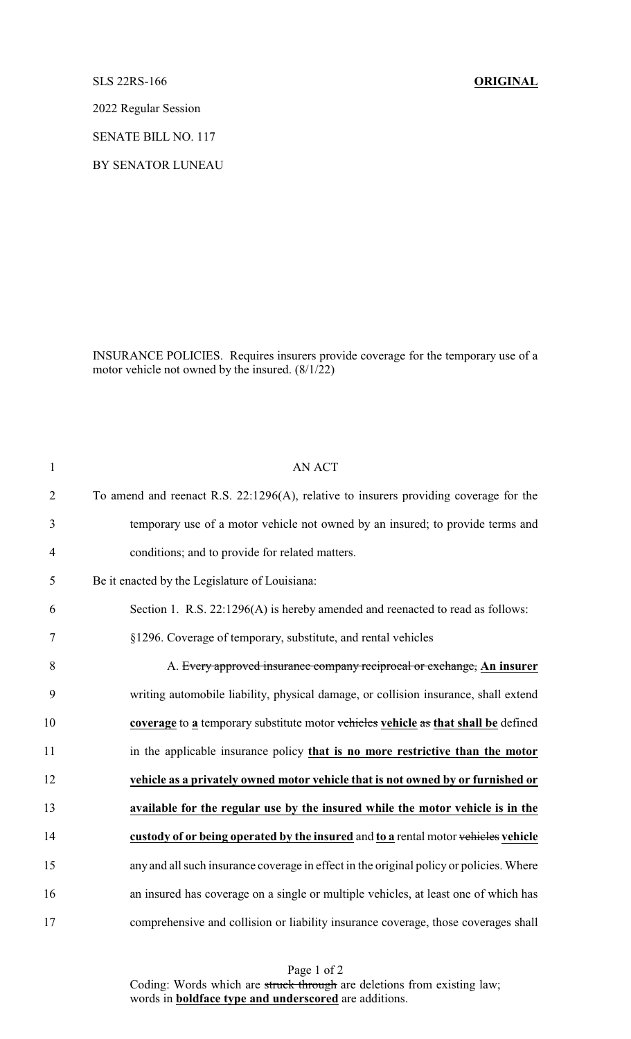SLS 22RS-166 **ORIGINAL**

2022 Regular Session

SENATE BILL NO. 117

BY SENATOR LUNEAU

INSURANCE POLICIES. Requires insurers provide coverage for the temporary use of a motor vehicle not owned by the insured. (8/1/22)

AN ACT

To amend and reenact R.S. 22:1296(A), relative to insurers providing coverage for the temporary use of a motor vehicle not owned by an insured; to provide terms and conditions; and to provide for related matters.

Be it enacted by the Legislature of Louisiana:

Section 1. R.S. 22:1296(A) is hereby amended and reenacted to read as follows:

§1296. Coverage of temporary, substitute, and rental vehicles

A. ~~Every approved insurance company reciprocal or exchange,~~ **An insurer** writing automobile liability, physical damage, or collision insurance, shall extend **coverage** to **a** temporary substitute motor ~~vehicles~~ **vehicle** ~~as~~ **that shall be** defined in the applicable insurance policy **that is no more restrictive than the motor vehicle as a privately owned motor vehicle that is not owned by or furnished or available for the regular use by the insured while the motor vehicle is in the custody of or being operated by the insured** and **to a** rental motor ~~vehicles~~ **vehicle** any and all such insurance coverage in effect in the original policy or policies. Where an insured has coverage on a single or multiple vehicles, at least one of which has comprehensive and collision or liability insurance coverage, those coverages shall

Coding: Words which are ~~struck through~~ are deletions from existing law; words in **boldface type and underscored** are additions.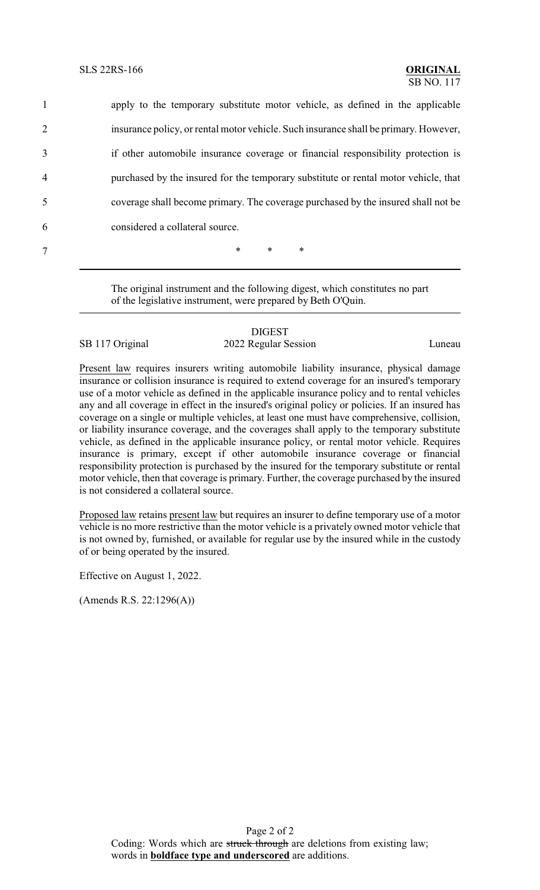apply to the temporary substitute motor vehicle, as defined in the applicable insurance policy, or rental motor vehicle. Such insurance shall be primary. However, if other automobile insurance coverage or financial responsibility protection is purchased by the insured for the temporary substitute or rental motor vehicle, that coverage shall become primary. The coverage purchased by the insured shall not be considered a collateral source.

\* \* \*

The original instrument and the following digest, which constitutes no part of the legislative instrument, were prepared by Beth O'Quin.

DIGEST

SB 117 Original — 2022 Regular Session — Luneau

Present law requires insurers writing automobile liability insurance, physical damage insurance or collision insurance is required to extend coverage for an insured's temporary use of a motor vehicle as defined in the applicable insurance policy and to rental vehicles any and all coverage in effect in the insured's original policy or policies. If an insured has coverage on a single or multiple vehicles, at least one must have comprehensive, collision, or liability insurance coverage, and the coverages shall apply to the temporary substitute vehicle, as defined in the applicable insurance policy, or rental motor vehicle. Requires insurance is primary, except if other automobile insurance coverage or financial responsibility protection is purchased by the insured for the temporary substitute or rental motor vehicle, then that coverage is primary. Further, the coverage purchased by the insured is not considered a collateral source.

Proposed law retains present law but requires an insurer to define temporary use of a motor vehicle is no more restrictive than the motor vehicle is a privately owned motor vehicle that is not owned by, furnished, or available for regular use by the insured while in the custody of or being operated by the insured.

Effective on August 1, 2022.

(Amends R.S. 22:1296(A))

Coding: Words which are ~~struck through~~ are deletions from existing law; words in **boldface type and underscored** are additions.